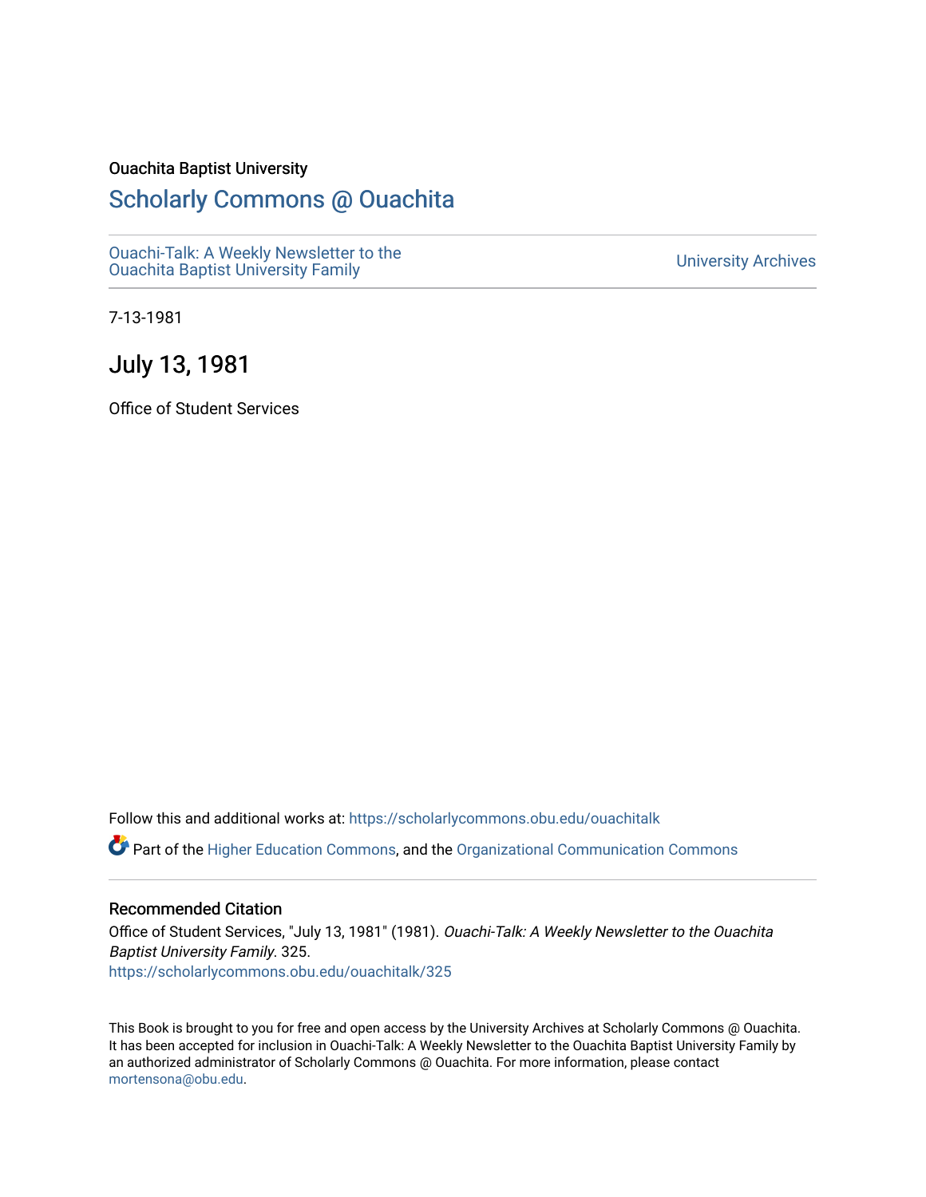Ouachita Baptist University

# Scholarly Commons @ Ouachita

Ouachi-Talk: A Weekly Newsletter to the Ouachita Baptist University Family

University Archives

7-13-1981

## July 13, 1981

Office of Student Services

Follow this and additional works at: https://scholarlycommons.obu.edu/ouachitalk

Part of the Higher Education Commons, and the Organizational Communication Commons

### Recommended Citation

Office of Student Services, "July 13, 1981" (1981). *Ouachi-Talk: A Weekly Newsletter to the Ouachita Baptist University Family*. 325.
https://scholarlycommons.obu.edu/ouachitalk/325

This Book is brought to you for free and open access by the University Archives at Scholarly Commons @ Ouachita. It has been accepted for inclusion in Ouachi-Talk: A Weekly Newsletter to the Ouachita Baptist University Family by an authorized administrator of Scholarly Commons @ Ouachita. For more information, please contact mortensona@obu.edu.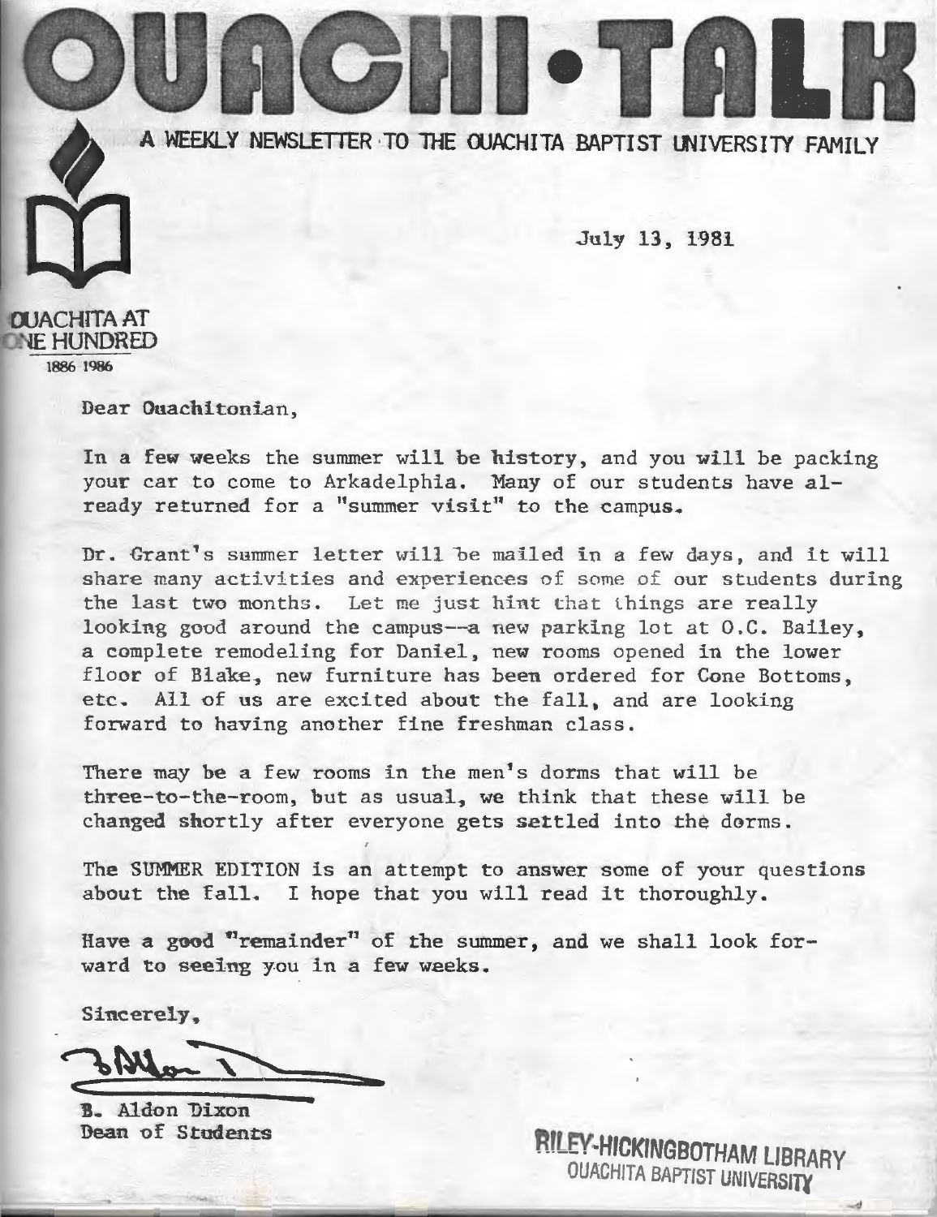# OUACHI•TALK

A WEEKLY NEWSLETTER TO THE OUACHITA BAPTIST UNIVERSITY FAMILY

OUACHITA AT ONE HUNDRED
1886 1986

July 13, 1981

Dear Ouachitonian,

In a few weeks the summer will be history, and you will be packing your car to come to Arkadelphia. Many of our students have already returned for a "summer visit" to the campus.

Dr. Grant's summer letter will be mailed in a few days, and it will share many activities and experiences of some of our students during the last two months. Let me just hint that things are really looking good around the campus--a new parking lot at O.C. Bailey, a complete remodeling for Daniel, new rooms opened in the lower floor of Blake, new furniture has been ordered for Cone Bottoms, etc. All of us are excited about the fall, and are looking forward to having another fine freshman class.

There may be a few rooms in the men's dorms that will be three-to-the-room, but as usual, we think that these will be changed shortly after everyone gets settled into the dorms.

The SUMMER EDITION is an attempt to answer some of your questions about the fall. I hope that you will read it thoroughly.

Have a good "remainder" of the summer, and we shall look forward to seeing you in a few weeks.

Sincerely,

B. Aldon Dixon
Dean of Students

RILEY-HICKINGBOTHAM LIBRARY
OUACHITA BAPTIST UNIVERSITY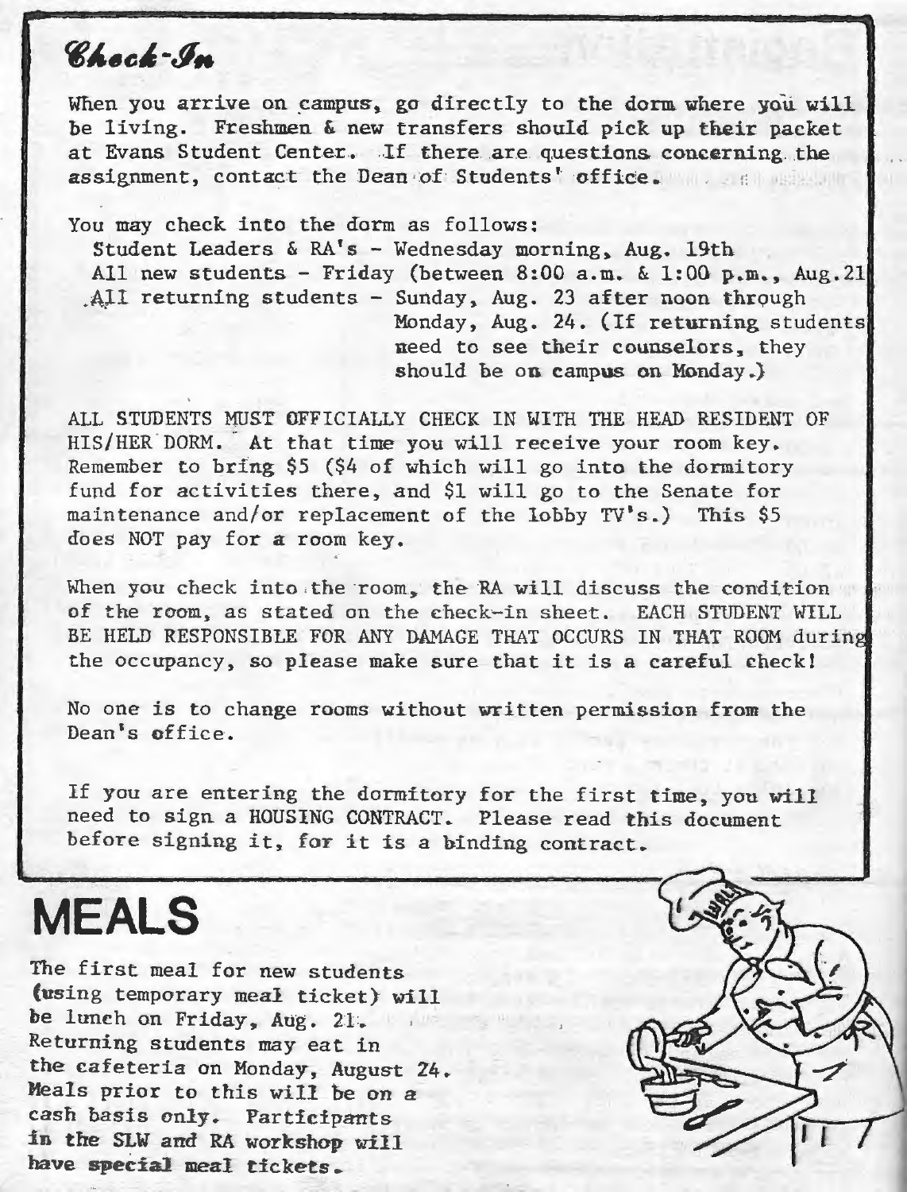## *Check-In*

When you arrive on campus, go directly to the dorm where you will be living. Freshmen & new transfers should pick up their packet at Evans Student Center. If there are questions concerning the assignment, contact the Dean of Students' office.

You may check into the dorm as follows:

Student Leaders & RA's - Wednesday morning, Aug. 19th
All new students - Friday (between 8:00 a.m. & 1:00 p.m., Aug. 21
All returning students - Sunday, Aug. 23 after noon through Monday, Aug. 24. (If returning students need to see their counselors, they should be on campus on Monday.)

ALL STUDENTS MUST OFFICIALLY CHECK IN WITH THE HEAD RESIDENT OF HIS/HER DORM. At that time you will receive your room key. Remember to bring $5 ($4 of which will go into the dormitory fund for activities there, and $1 will go to the Senate for maintenance and/or replacement of the lobby TV's.) This $5 does NOT pay for a room key.

When you check into the room, the RA will discuss the condition of the room, as stated on the check-in sheet. EACH STUDENT WILL BE HELD RESPONSIBLE FOR ANY DAMAGE THAT OCCURS IN THAT ROOM during the occupancy, so please make sure that it is a careful check!

No one is to change rooms without written permission from the Dean's office.

If you are entering the dormitory for the first time, you will need to sign a HOUSING CONTRACT. Please read this document before signing it, for it is a binding contract.

# MEALS

**The first meal for new students (using temporary meal ticket) will be lunch on Friday, Aug. 21. Returning students may eat in the cafeteria on Monday, August 24. Meals prior to this will be on a cash basis only. Participants in the SLW and RA workshop will have special meal tickets.**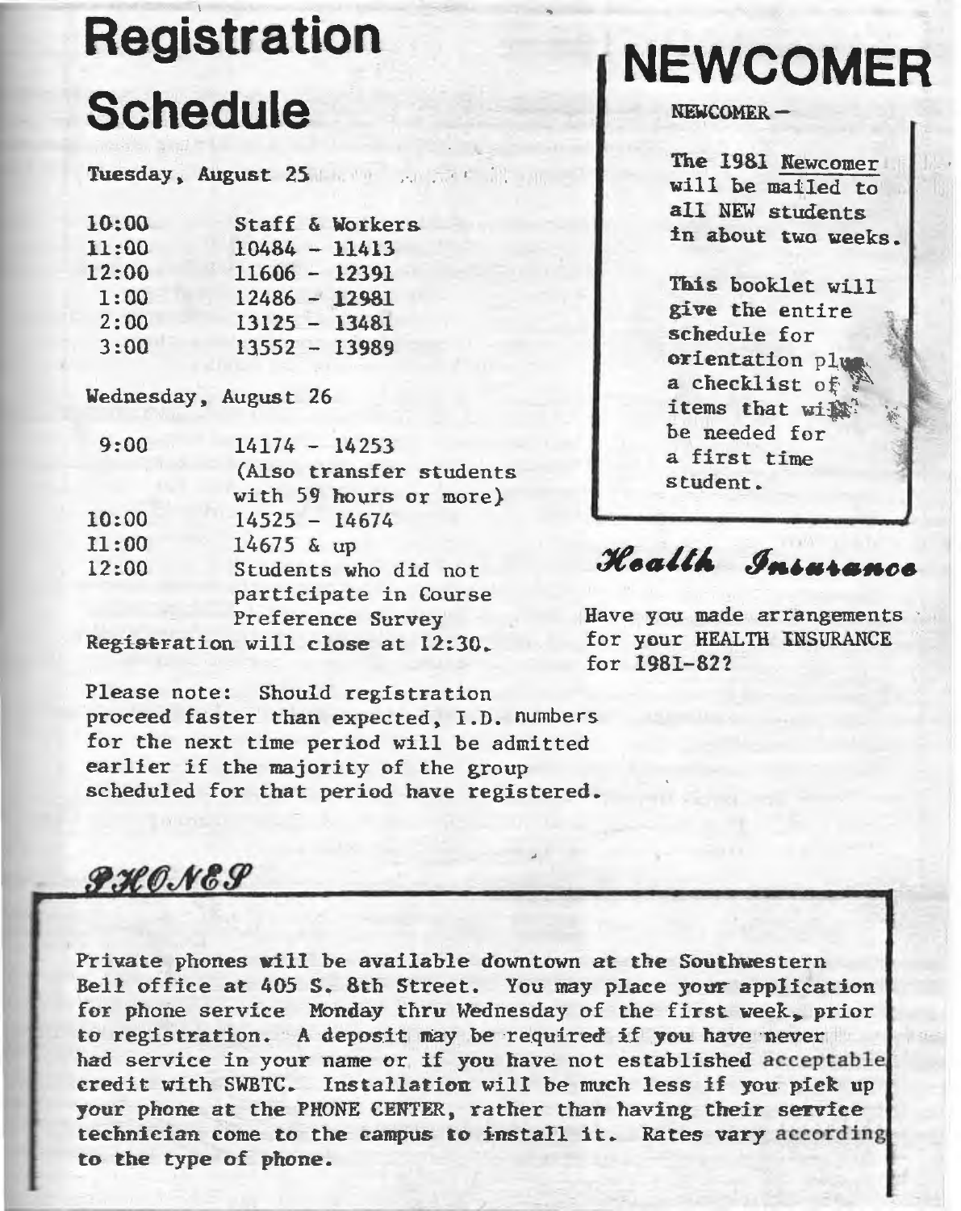# Registration Schedule

**Tuesday, August 25**

| Time | Group |
|---|---|
| 10:00 | Staff & Workers |
| 11:00 | 10484 - 11413 |
| 12:00 | 11606 - 12391 |
| 1:00 | 12486 - 12981 |
| 2:00 | 13125 - 13481 |
| 3:00 | 13552 - 13989 |

**Wednesday, August 26**

| Time | Group |
|---|---|
| 9:00 | 14174 - 14253 (Also transfer students with 59 hours or more) |
| 10:00 | 14525 - 14674 |
| 11:00 | 14675 & up |
| 12:00 | Students who did not participate in Course Preference Survey |

Registration will close at 12:30.

Please note: Should registration proceed faster than expected, I.D. numbers for the next time period will be admitted earlier if the majority of the group scheduled for that period have registered.

# NEWCOMER

NEWCOMER –

The 1981 Newcomer will be mailed to all NEW students in about two weeks.

This booklet will give the entire schedule for orientation plus a checklist of items that will be needed for a first time student.

## *Health Insurance*

Have you made arrangements for your HEALTH INSURANCE for 1981-82?

## *PHONES*

Private phones will be available downtown at the Southwestern Bell office at 405 S. 8th Street. You may place your application for phone service Monday thru Wednesday of the first week, prior to registration. A deposit may be required if you have never had service in your name or if you have not established acceptable credit with SWBTC. Installation will be much less if you pick up your phone at the PHONE CENTER, rather than having their service technician come to the campus to install it. Rates vary according to the type of phone.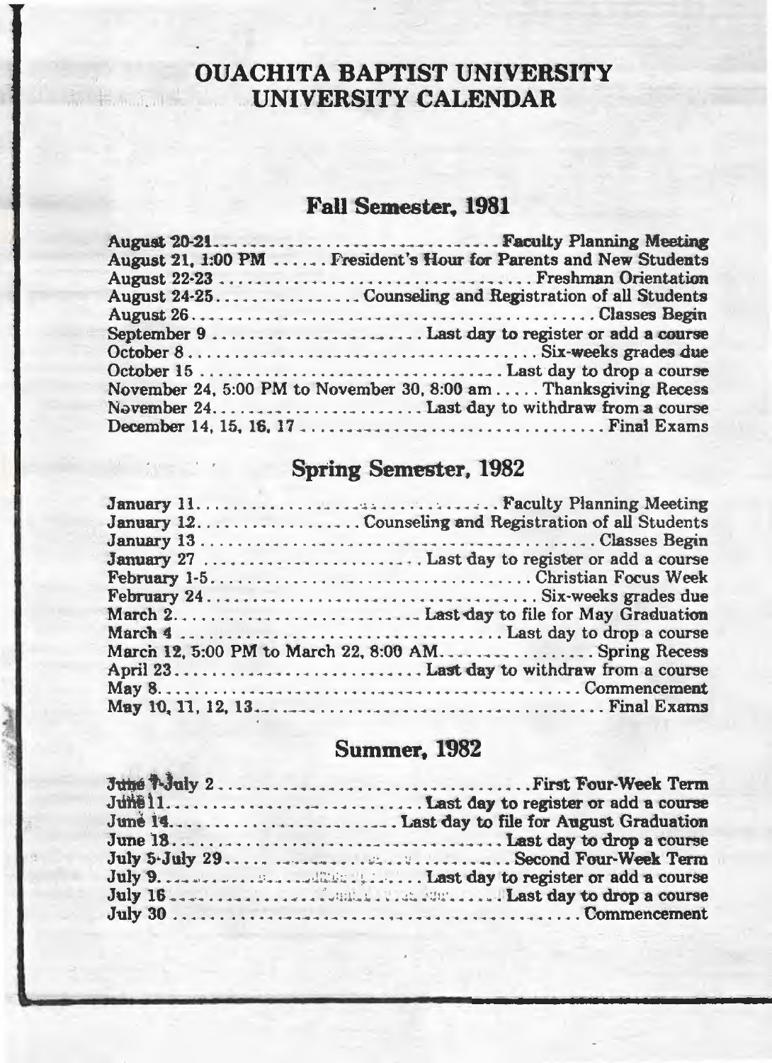# OUACHITA BAPTIST UNIVERSITY
# UNIVERSITY CALENDAR

## Fall Semester, 1981

| | |
|---|---|
| August 20-21 | Faculty Planning Meeting |
| August 21, 1:00 PM | President's Hour for Parents and New Students |
| August 22-23 | Freshman Orientation |
| August 24-25 | Counseling and Registration of all Students |
| August 26 | Classes Begin |
| September 9 | Last day to register or add a course |
| October 8 | Six-weeks grades due |
| October 15 | Last day to drop a course |
| November 24, 5:00 PM to November 30, 8:00 am | Thanksgiving Recess |
| November 24 | Last day to withdraw from a course |
| December 14, 15, 16, 17 | Final Exams |

## Spring Semester, 1982

| | |
|---|---|
| January 11 | Faculty Planning Meeting |
| January 12 | Counseling and Registration of all Students |
| January 13 | Classes Begin |
| January 27 | Last day to register or add a course |
| February 1-5 | Christian Focus Week |
| February 24 | Six-weeks grades due |
| March 2 | Last day to file for May Graduation |
| March 4 | Last day to drop a course |
| March 12, 5:00 PM to March 22, 8:00 AM | Spring Recess |
| April 23 | Last day to withdraw from a course |
| May 8 | Commencement |
| May 10, 11, 12, 13 | Final Exams |

## Summer, 1982

| | |
|---|---|
| June 7-July 2 | First Four-Week Term |
| June 11 | Last day to register or add a course |
| June 14 | Last day to file for August Graduation |
| June 18 | Last day to drop a course |
| July 5-July 29 | Second Four-Week Term |
| July 9 | Last day to register or add a course |
| July 16 | Last day to drop a course |
| July 30 | Commencement |